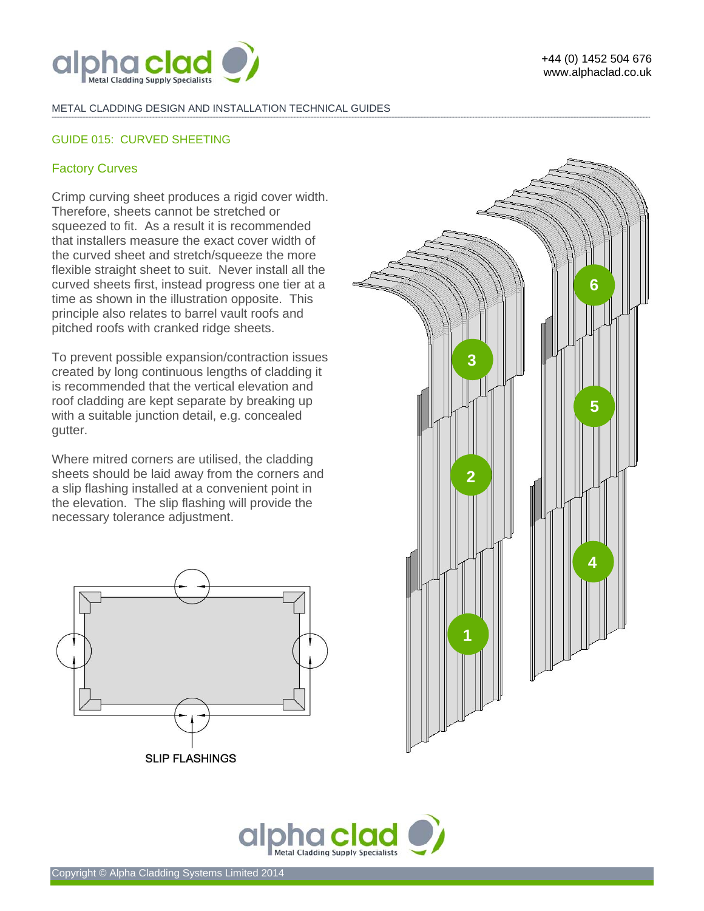METAL CLADDING DESIGN AND INSTALLATION TECHNICAL GUIDES

## GUIDE 015: CURVED SHEETING

### Factory Curves

Crimp curving sheet produces a rigid cover width. Therefore, sheets cannot be stretched or squeezed to fit. As a result it is recommended that installers measure the exact cover width of the curved sheet and stretch/squeeze the more flexible straight sheet to suit. Never install all the curved sheets first, instead progress one tier at a time as shown in the illustration opposite. This principle also relates to barrel vault roofs and pitched roofs with cranked ridge sheets.

To prevent possible expansion/contraction issues created by long continuous lengths of cladding it is recommended that the vertical elevation and roof cladding are kept separate by breaking up with a suitable junction detail, e.g. concealed gutter.

Where mitred corners are utilised, the cladding sheets should be laid away from the corners and a slip flashing installed at a convenient point in the elevation. The slip flashing will provide the necessary tolerance adjustment.

SLIP FLASHINGS

Copyright © Alpha Cladding Systems Limited 2014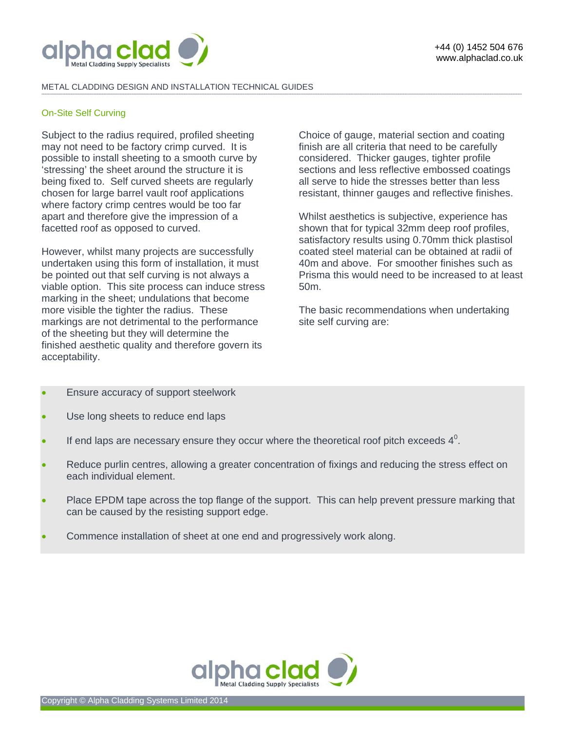METAL CLADDING DESIGN AND INSTALLATION TECHNICAL GUIDES

## On-Site Self Curving

Subject to the radius required, profiled sheeting may not need to be factory crimp curved. It is possible to install sheeting to a smooth curve by 'stressing' the sheet around the structure it is being fixed to. Self curved sheets are regularly chosen for large barrel vault roof applications where factory crimp centres would be too far apart and therefore give the impression of a facetted roof as opposed to curved.

However, whilst many projects are successfully undertaken using this form of installation, it must be pointed out that self curving is not always a viable option. This site process can induce stress marking in the sheet; undulations that become more visible the tighter the radius. These markings are not detrimental to the performance of the sheeting but they will determine the finished aesthetic quality and therefore govern its acceptability.

Choice of gauge, material section and coating finish are all criteria that need to be carefully considered. Thicker gauges, tighter profile sections and less reflective embossed coatings all serve to hide the stresses better than less resistant, thinner gauges and reflective finishes.

Whilst aesthetics is subjective, experience has shown that for typical 32mm deep roof profiles, satisfactory results using 0.70mm thick plastisol coated steel material can be obtained at radii of 40m and above. For smoother finishes such as Prisma this would need to be increased to at least 50m.

The basic recommendations when undertaking site self curving are:

- Ensure accuracy of support steelwork
- Use long sheets to reduce end laps
- If end laps are necessary ensure they occur where the theoretical roof pitch exceeds $4^0$.
- Reduce purlin centres, allowing a greater concentration of fixings and reducing the stress effect on each individual element.
- Place EPDM tape across the top flange of the support. This can help prevent pressure marking that can be caused by the resisting support edge.
- Commence installation of sheet at one end and progressively work along.